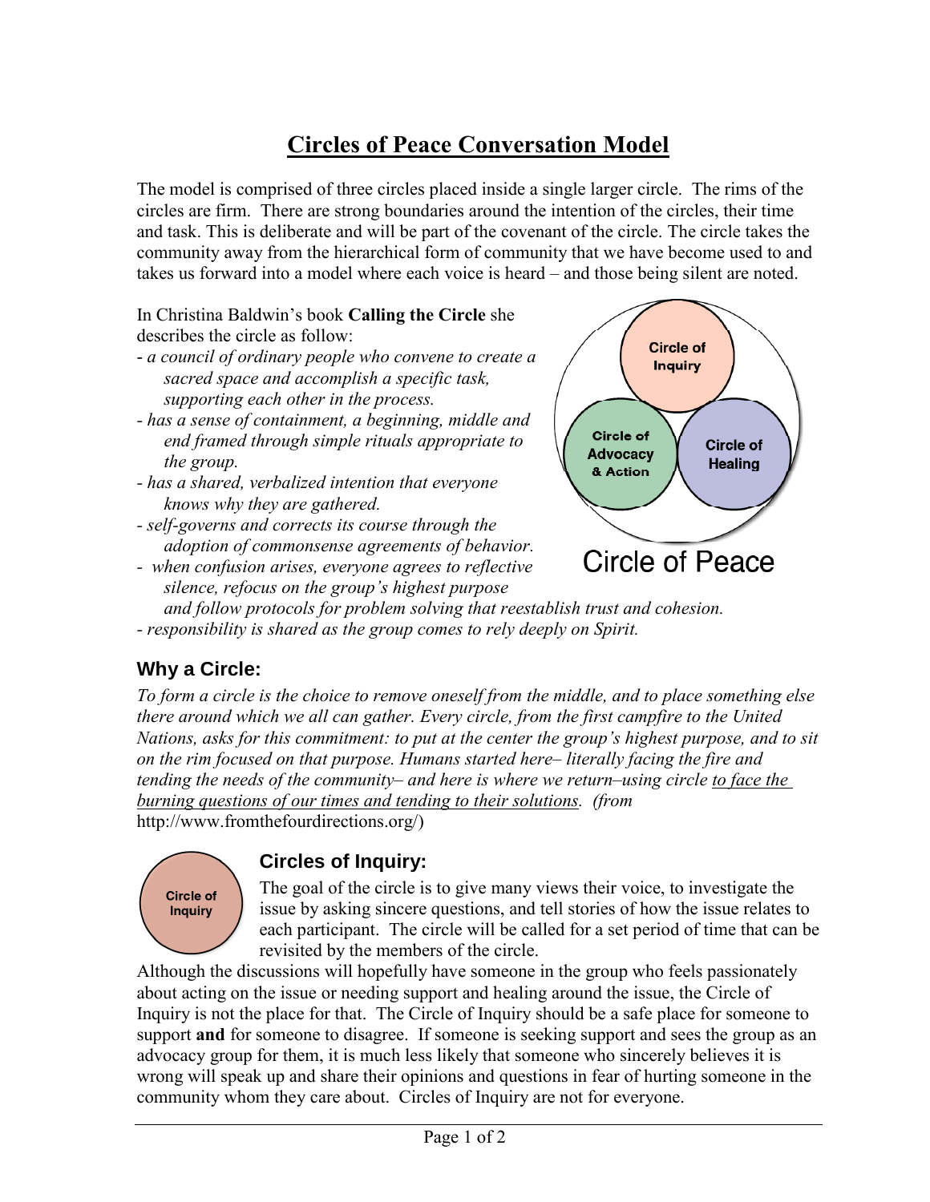# Circles of Peace Conversation Model

The model is comprised of three circles placed inside a single larger circle. The rims of the circles are firm. There are strong boundaries around the intention of the circles, their time and task. This is deliberate and will be part of the covenant of the circle. The circle takes the community away from the hierarchical form of community that we have become used to and takes us forward into a model where each voice is heard – and those being silent are noted.

In Christina Baldwin's book **Calling the Circle** she describes the circle as follow:

- *a council of ordinary people who convene to create a sacred space and accomplish a specific task, supporting each other in the process.*
- *has a sense of containment, a beginning, middle and end framed through simple rituals appropriate to the group.*
- *has a shared, verbalized intention that everyone knows why they are gathered.*
- *self-governs and corrects its course through the adoption of commonsense agreements of behavior.*
- *when confusion arises, everyone agrees to reflective silence, refocus on the group's highest purpose and follow protocols for problem solving that reestablish trust and cohesion.*
- *responsibility is shared as the group comes to rely deeply on Spirit.*

Circle of Inquiry
Circle of Advocacy & Action
Circle of Healing
Circle of Peace

## Why a Circle:

*To form a circle is the choice to remove oneself from the middle, and to place something else there around which we all can gather. Every circle, from the first campfire to the United Nations, asks for this commitment: to put at the center the group's highest purpose, and to sit on the rim focused on that purpose. Humans started here– literally facing the fire and tending the needs of the community– and here is where we return–using circle to face the burning questions of our times and tending to their solutions. (from* http://www.fromthefourdirections.org/)

## Circles of Inquiry:

Circle of Inquiry

The goal of the circle is to give many views their voice, to investigate the issue by asking sincere questions, and tell stories of how the issue relates to each participant. The circle will be called for a set period of time that can be revisited by the members of the circle.

Although the discussions will hopefully have someone in the group who feels passionately about acting on the issue or needing support and healing around the issue, the Circle of Inquiry is not the place for that. The Circle of Inquiry should be a safe place for someone to support **and** for someone to disagree. If someone is seeking support and sees the group as an advocacy group for them, it is much less likely that someone who sincerely believes it is wrong will speak up and share their opinions and questions in fear of hurting someone in the community whom they care about. Circles of Inquiry are not for everyone.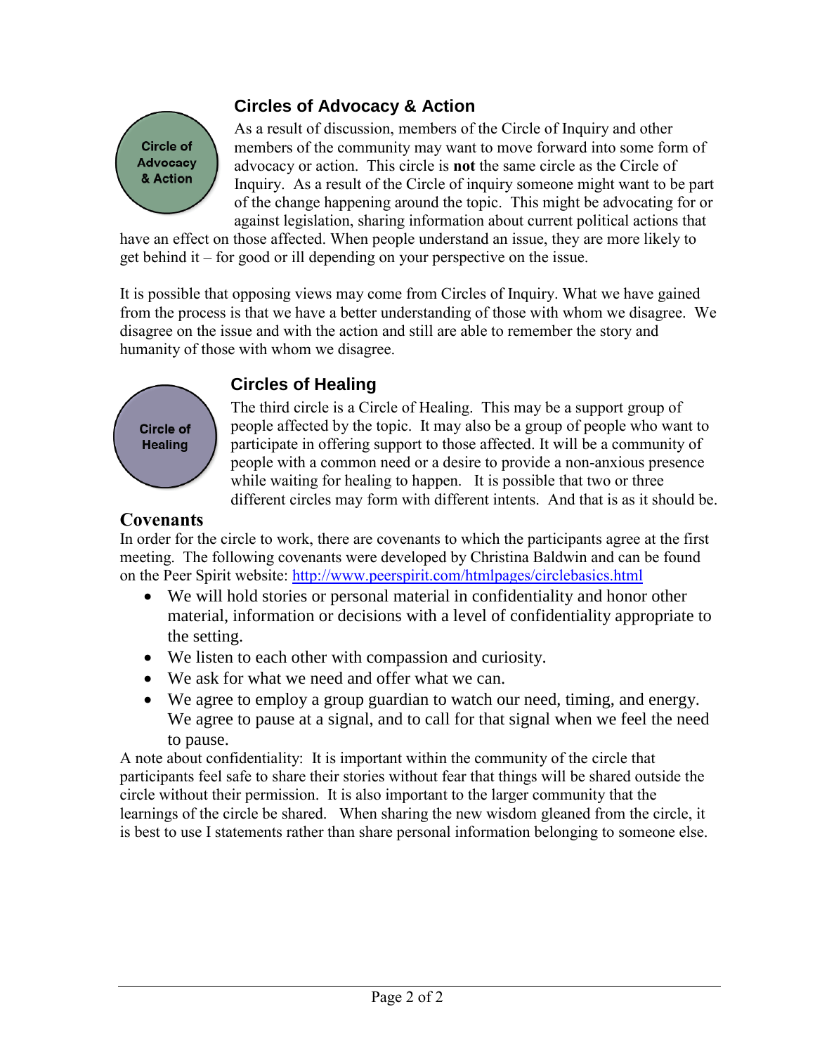## Circles of Advocacy & Action

Circle of Advocacy & Action

As a result of discussion, members of the Circle of Inquiry and other members of the community may want to move forward into some form of advocacy or action. This circle is **not** the same circle as the Circle of Inquiry. As a result of the Circle of inquiry someone might want to be part of the change happening around the topic. This might be advocating for or against legislation, sharing information about current political actions that have an effect on those affected. When people understand an issue, they are more likely to get behind it – for good or ill depending on your perspective on the issue.

It is possible that opposing views may come from Circles of Inquiry. What we have gained from the process is that we have a better understanding of those with whom we disagree. We disagree on the issue and with the action and still are able to remember the story and humanity of those with whom we disagree.

## Circles of Healing

Circle of Healing

The third circle is a Circle of Healing. This may be a support group of people affected by the topic. It may also be a group of people who want to participate in offering support to those affected. It will be a community of people with a common need or a desire to provide a non-anxious presence while waiting for healing to happen. It is possible that two or three different circles may form with different intents. And that is as it should be.

## Covenants

In order for the circle to work, there are covenants to which the participants agree at the first meeting. The following covenants were developed by Christina Baldwin and can be found on the Peer Spirit website: http://www.peerspirit.com/htmlpages/circlebasics.html

- We will hold stories or personal material in confidentiality and honor other material, information or decisions with a level of confidentiality appropriate to the setting.
- We listen to each other with compassion and curiosity.
- We ask for what we need and offer what we can.
- We agree to employ a group guardian to watch our need, timing, and energy. We agree to pause at a signal, and to call for that signal when we feel the need to pause.

A note about confidentiality: It is important within the community of the circle that participants feel safe to share their stories without fear that things will be shared outside the circle without their permission. It is also important to the larger community that the learnings of the circle be shared. When sharing the new wisdom gleaned from the circle, it is best to use I statements rather than share personal information belonging to someone else.